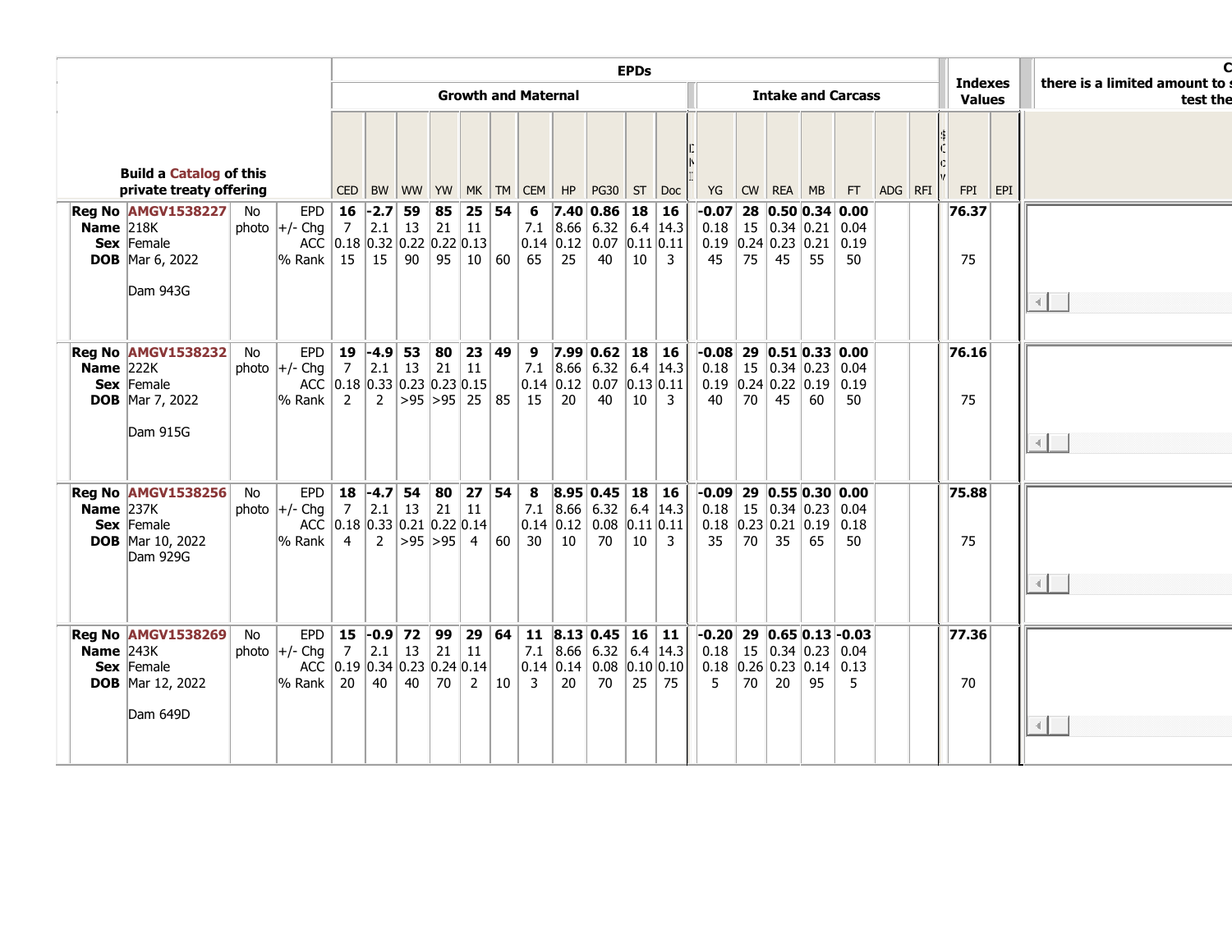| Build a Catalog of this private treaty offering | | | CED | BW | WW | YW | MK | TM | CEM | HP | PG30 | ST | Doc | YG | CW | REA | MB | FT | ADG | RFI | FPI | EPI |
|---|---|---|---|---|---|---|---|---|---|---|---|---|---|---|---|---|---|---|---|---|---|---|
| | | | **Growth and Maternal** | | | | | | | | | | | **Intake and Carcass** | | | | | | | **Indexes Values** | |
| **Reg No** AMGV1538227 **Name** 218K **Sex** Female **DOB** Mar 6, 2022 Dam 943G | No photo | EPD | **16** | **-2.7** | **59** | **85** | **25** | **54** | **6** | **7.40** | **0.86** | **18** | **16** | **-0.07** | **28** | **0.50** | **0.34** | **0.00** | | | **76.37** | |
| | | +/- Chg | 7 | 2.1 | 13 | 21 | 11 | | 7.1 | 8.66 | 6.32 | 6.4 | 14.3 | 0.18 | 15 | 0.34 | 0.21 | 0.04 | | | | |
| | | ACC | 0.18 | 0.32 | 0.22 | 0.22 | 0.13 | | 0.14 | 0.12 | 0.07 | 0.11 | 0.11 | 0.19 | 0.24 | 0.23 | 0.21 | 0.19 | | | | |
| | | % Rank | 15 | 15 | 90 | 95 | 10 | 60 | 65 | 25 | 40 | 10 | 3 | 45 | 75 | 45 | 55 | 50 | | | 75 | |
| **Reg No** AMGV1538232 **Name** 222K **Sex** Female **DOB** Mar 7, 2022 Dam 915G | No photo | EPD | **19** | **-4.9** | **53** | **80** | **23** | **49** | **9** | **7.99** | **0.62** | **18** | **16** | **-0.08** | **29** | **0.51** | **0.33** | **0.00** | | | **76.16** | |
| | | +/- Chg | 7 | 2.1 | 13 | 21 | 11 | | 7.1 | 8.66 | 6.32 | 6.4 | 14.3 | 0.18 | 15 | 0.34 | 0.23 | 0.04 | | | | |
| | | ACC | 0.18 | 0.33 | 0.23 | 0.23 | 0.15 | | 0.14 | 0.12 | 0.07 | 0.13 | 0.11 | 0.19 | 0.24 | 0.22 | 0.19 | 0.19 | | | | |
| | | % Rank | 2 | 2 | >95 | >95 | 25 | 85 | 15 | 20 | 40 | 10 | 3 | 40 | 70 | 45 | 60 | 50 | | | 75 | |
| **Reg No** AMGV1538256 **Name** 237K **Sex** Female **DOB** Mar 10, 2022 Dam 929G | No photo | EPD | **18** | **-4.7** | **54** | **80** | **27** | **54** | **8** | **8.95** | **0.45** | **18** | **16** | **-0.09** | **29** | **0.55** | **0.30** | **0.00** | | | **75.88** | |
| | | +/- Chg | 7 | 2.1 | 13 | 21 | 11 | | 7.1 | 8.66 | 6.32 | 6.4 | 14.3 | 0.18 | 15 | 0.34 | 0.23 | 0.04 | | | | |
| | | ACC | 0.18 | 0.33 | 0.21 | 0.22 | 0.14 | | 0.14 | 0.12 | 0.08 | 0.11 | 0.11 | 0.18 | 0.23 | 0.21 | 0.19 | 0.18 | | | | |
| | | % Rank | 4 | 2 | >95 | >95 | 4 | 60 | 30 | 10 | 70 | 10 | 3 | 35 | 70 | 35 | 65 | 50 | | | 75 | |
| **Reg No** AMGV1538269 **Name** 243K **Sex** Female **DOB** Mar 12, 2022 Dam 649D | No photo | EPD | **15** | **-0.9** | **72** | **99** | **29** | **64** | **11** | **8.13** | **0.45** | **16** | **11** | **-0.20** | **29** | **0.65** | **0.13** | **-0.03** | | | **77.36** | |
| | | +/- Chg | 7 | 2.1 | 13 | 21 | 11 | | 7.1 | 8.66 | 6.32 | 6.4 | 14.3 | 0.18 | 15 | 0.34 | 0.23 | 0.04 | | | | |
| | | ACC | 0.19 | 0.34 | 0.23 | 0.24 | 0.14 | | 0.14 | 0.14 | 0.08 | 0.10 | 0.10 | 0.18 | 0.26 | 0.23 | 0.14 | 0.13 | | | | |
| | | % Rank | 20 | 40 | 40 | 70 | 2 | 10 | 3 | 20 | 70 | 25 | 75 | 5 | 70 | 20 | 95 | 5 | | | 70 | |

there is a limited amount to s... test the...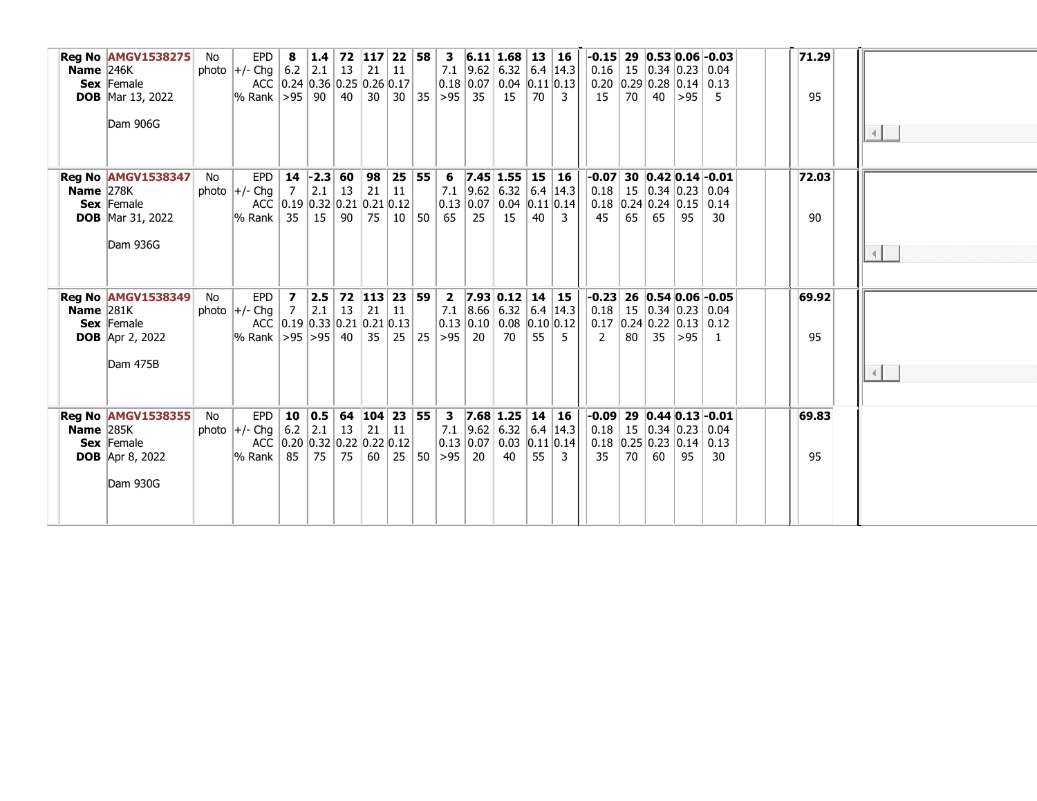| | | | | | | | | | | | | | | | | | | | | | | | | | |
|---|---|---|---|---|---|---|---|---|---|---|---|---|---|---|---|---|---|---|---|---|---|---|---|---|---|
| **Reg No** AMGV1538275<br>**Name** 246K<br>**Sex** Female<br>**DOB** Mar 13, 2022<br><br>Dam 906G | No photo | EPD<br>+/- Chg<br>ACC<br>% Rank | **8**<br>6.2<br>0.24<br>>95 | **1.4**<br>2.1<br>0.36<br>90 | **72**<br>13<br>0.25<br>40 | **117**<br>21<br>0.26<br>30 | **22**<br>11<br>0.17<br>30 | **58**<br><br><br>35 | **3**<br>7.1<br>0.18<br>>95 | **6.11**<br>9.62<br>0.07<br>35 | **1.68**<br>6.32<br>0.04<br>15 | **13**<br>6.4<br>0.11<br>70 | **16**<br>14.3<br>0.13<br>3 | **-0.15**<br>0.16<br>0.20<br>15 | **29**<br>15<br>0.29<br>70 | **0.53**<br>0.34<br>0.28<br>40 | **0.06**<br>0.23<br>0.14<br>>95 | **-0.03**<br>0.04<br>0.13<br>5 | | | **71.29**<br><br>95 | | | | |
| **Reg No** AMGV1538347<br>**Name** 278K<br>**Sex** Female<br>**DOB** Mar 31, 2022<br><br>Dam 936G | No photo | EPD<br>+/- Chg<br>ACC<br>% Rank | **14**<br>7<br>0.19<br>35 | **-2.3**<br>2.1<br>0.32<br>15 | **60**<br>13<br>0.21<br>90 | **98**<br>21<br>0.21<br>75 | **25**<br>11<br>0.12<br>10 | **55**<br><br><br>50 | **6**<br>7.1<br>0.13<br>65 | **7.45**<br>9.62<br>0.07<br>25 | **1.55**<br>6.32<br>0.04<br>15 | **15**<br>6.4<br>0.11<br>40 | **16**<br>14.3<br>0.14<br>3 | **-0.07**<br>0.18<br>0.18<br>45 | **30**<br>15<br>0.24<br>65 | **0.42**<br>0.34<br>0.24<br>65 | **0.14**<br>0.23<br>0.15<br>95 | **-0.01**<br>0.04<br>0.14<br>30 | | | **72.03**<br><br>90 | | | | |
| **Reg No** AMGV1538349<br>**Name** 281K<br>**Sex** Female<br>**DOB** Apr 2, 2022<br><br>Dam 475B | No photo | EPD<br>+/- Chg<br>ACC<br>% Rank | **7**<br>7<br>0.19<br>>95 | **2.5**<br>2.1<br>0.33<br>>95 | **72**<br>13<br>0.21<br>40 | **113**<br>21<br>0.21<br>35 | **23**<br>11<br>0.13<br>25 | **59**<br><br><br>25 | **2**<br>7.1<br>0.13<br>>95 | **7.93**<br>8.66<br>0.10<br>20 | **0.12**<br>6.32<br>0.08<br>70 | **14**<br>6.4<br>0.10<br>55 | **15**<br>14.3<br>0.12<br>5 | **-0.23**<br>0.18<br>0.17<br>2 | **26**<br>15<br>0.24<br>80 | **0.54**<br>0.34<br>0.22<br>35 | **0.06**<br>0.23<br>0.13<br>>95 | **-0.05**<br>0.04<br>0.12<br>1 | | | **69.92**<br><br>95 | | | | |
| **Reg No** AMGV1538355<br>**Name** 285K<br>**Sex** Female<br>**DOB** Apr 8, 2022<br><br>Dam 930G | No photo | EPD<br>+/- Chg<br>ACC<br>% Rank | **10**<br>6.2<br>0.20<br>85 | **0.5**<br>2.1<br>0.32<br>75 | **64**<br>13<br>0.22<br>75 | **104**<br>21<br>0.22<br>60 | **23**<br>11<br>0.12<br>25 | **55**<br><br><br>50 | **3**<br>7.1<br>0.13<br>>95 | **7.68**<br>9.62<br>0.07<br>20 | **1.25**<br>6.32<br>0.03<br>40 | **14**<br>6.4<br>0.11<br>55 | **16**<br>14.3<br>0.14<br>3 | **-0.09**<br>0.18<br>0.18<br>35 | **29**<br>15<br>0.25<br>70 | **0.44**<br>0.34<br>0.23<br>60 | **0.13**<br>0.23<br>0.14<br>95 | **-0.01**<br>0.04<br>0.13<br>30 | | | **69.83**<br><br>95 | | | | |